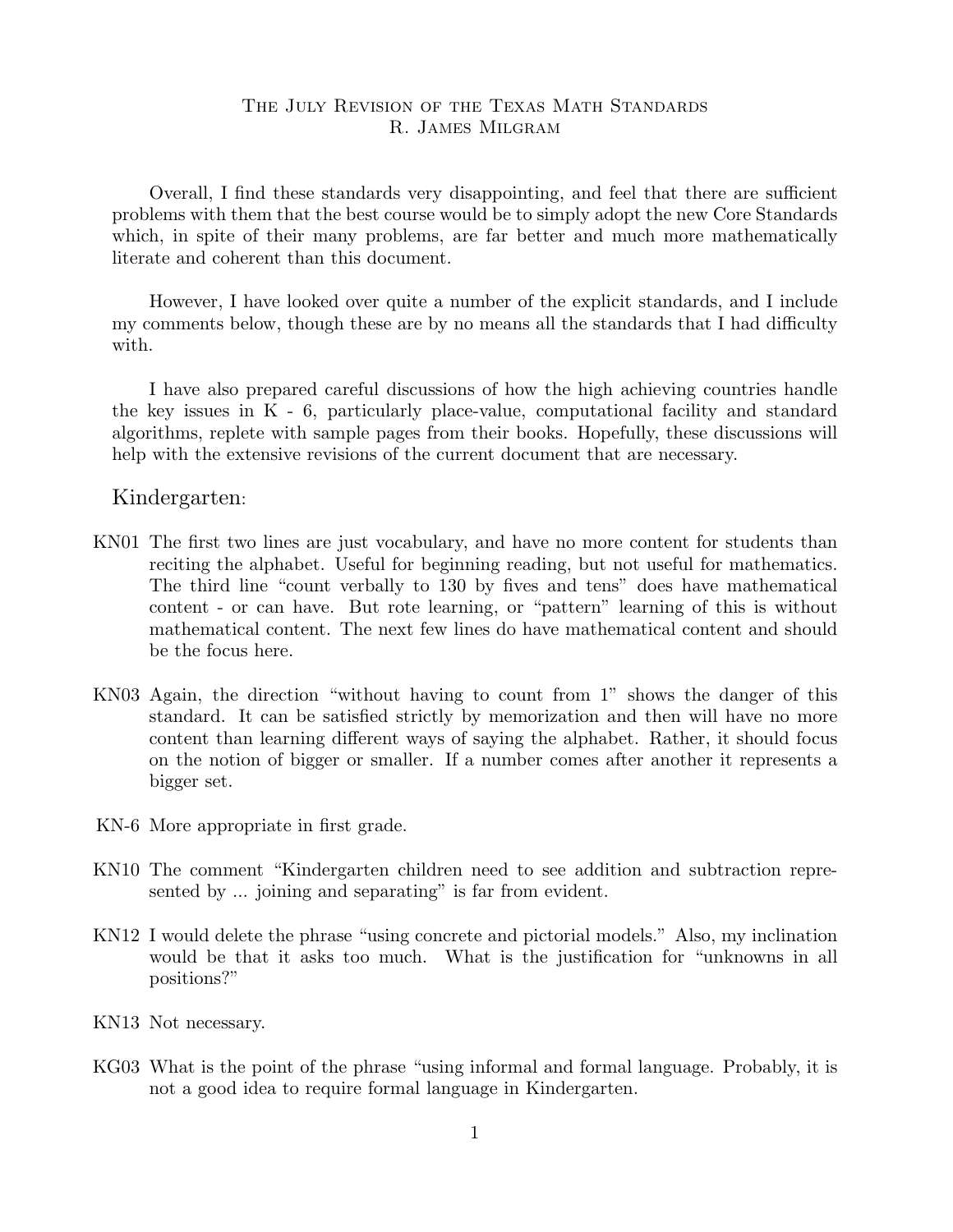# The July Revision of the Texas Math Standards

R. James Milgram

Overall, I find these standards very disappointing, and feel that there are sufficient problems with them that the best course would be to simply adopt the new Core Standards which, in spite of their many problems, are far better and much more mathematically literate and coherent than this document.

However, I have looked over quite a number of the explicit standards, and I include my comments below, though these are by no means all the standards that I had difficulty with.

I have also prepared careful discussions of how the high achieving countries handle the key issues in K - 6, particularly place-value, computational facility and standard algorithms, replete with sample pages from their books. Hopefully, these discussions will help with the extensive revisions of the current document that are necessary.

## Kindergarten:

- **KN01** The first two lines are just vocabulary, and have no more content for students than reciting the alphabet. Useful for beginning reading, but not useful for mathematics. The third line "count verbally to 130 by fives and tens" does have mathematical content - or can have. But rote learning, or "pattern" learning of this is without mathematical content. The next few lines do have mathematical content and should be the focus here.

- **KN03** Again, the direction "without having to count from 1" shows the danger of this standard. It can be satisfied strictly by memorization and then will have no more content than learning different ways of saying the alphabet. Rather, it should focus on the notion of bigger or smaller. If a number comes after another it represents a bigger set.

- **KN-6** More appropriate in first grade.

- **KN10** The comment "Kindergarten children need to see addition and subtraction represented by ... joining and separating" is far from evident.

- **KN12** I would delete the phrase "using concrete and pictorial models." Also, my inclination would be that it asks too much. What is the justification for "unknowns in all positions?"

- **KN13** Not necessary.

- **KG03** What is the point of the phrase "using informal and formal language. Probably, it is not a good idea to require formal language in Kindergarten.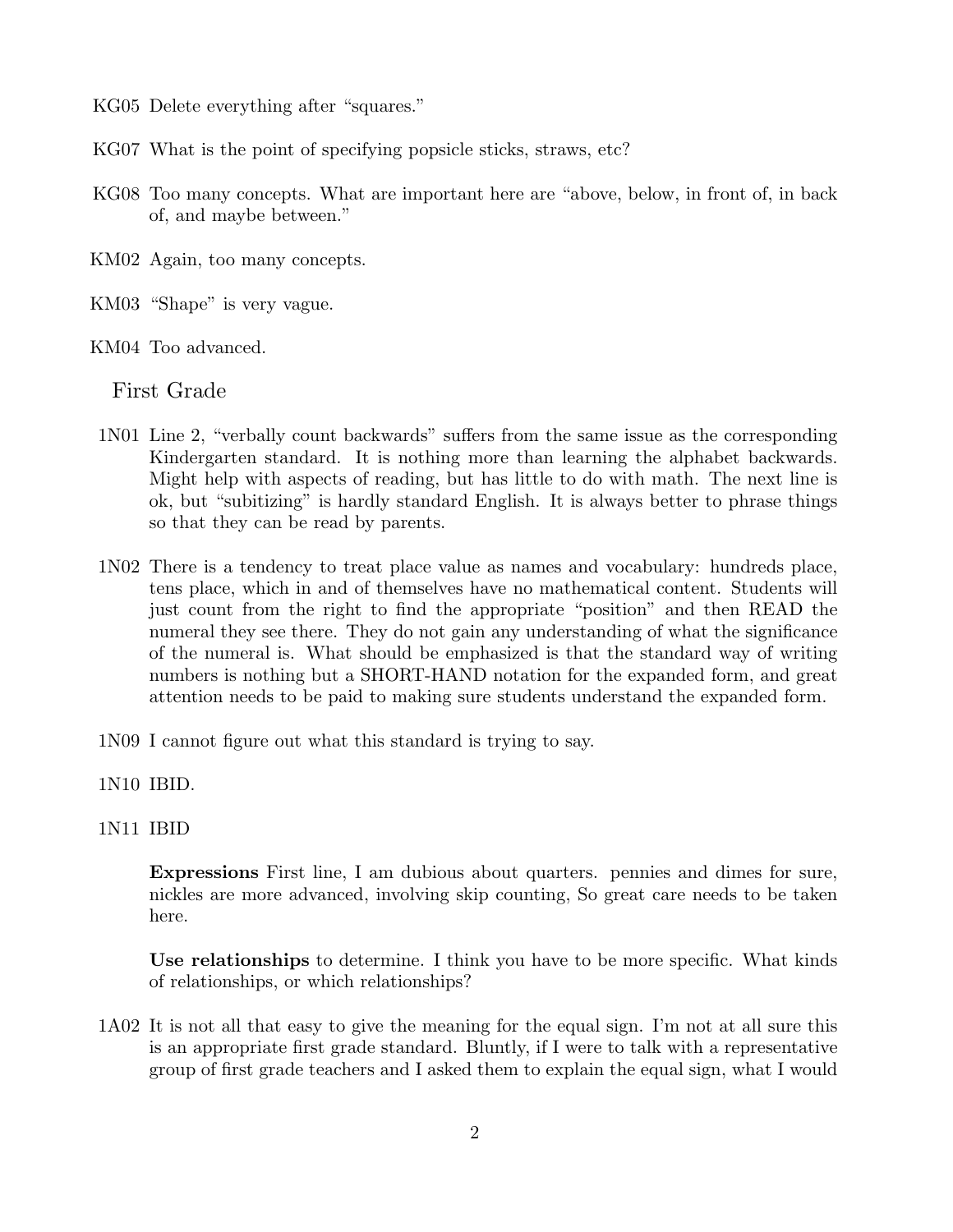KG05 Delete everything after "squares."

KG07 What is the point of specifying popsicle sticks, straws, etc?

KG08 Too many concepts. What are important here are "above, below, in front of, in back of, and maybe between."

KM02 Again, too many concepts.

KM03 "Shape" is very vague.

KM04 Too advanced.

## First Grade

1N01 Line 2, "verbally count backwards" suffers from the same issue as the corresponding Kindergarten standard. It is nothing more than learning the alphabet backwards. Might help with aspects of reading, but has little to do with math. The next line is ok, but "subitizing" is hardly standard English. It is always better to phrase things so that they can be read by parents.

1N02 There is a tendency to treat place value as names and vocabulary: hundreds place, tens place, which in and of themselves have no mathematical content. Students will just count from the right to find the appropriate "position" and then READ the numeral they see there. They do not gain any understanding of what the significance of the numeral is. What should be emphasized is that the standard way of writing numbers is nothing but a SHORT-HAND notation for the expanded form, and great attention needs to be paid to making sure students understand the expanded form.

1N09 I cannot figure out what this standard is trying to say.

1N10 IBID.

1N11 IBID

**Expressions** First line, I am dubious about quarters. pennies and dimes for sure, nickles are more advanced, involving skip counting, So great care needs to be taken here.

**Use relationships** to determine. I think you have to be more specific. What kinds of relationships, or which relationships?

1A02 It is not all that easy to give the meaning for the equal sign. I'm not at all sure this is an appropriate first grade standard. Bluntly, if I were to talk with a representative group of first grade teachers and I asked them to explain the equal sign, what I would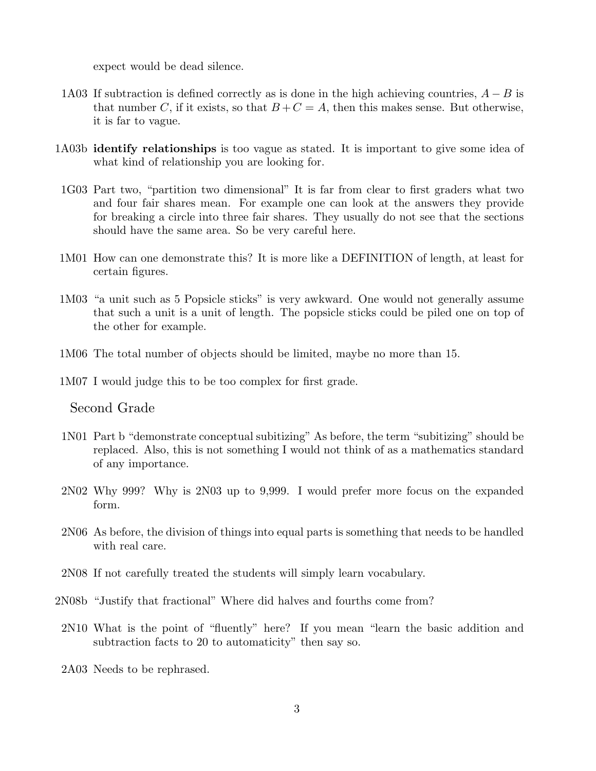expect would be dead silence.

1A03 If subtraction is defined correctly as is done in the high achieving countries, $A - B$ is that number $C$, if it exists, so that $B + C = A$, then this makes sense. But otherwise, it is far to vague.

1A03b **identify relationships** is too vague as stated. It is important to give some idea of what kind of relationship you are looking for.

1G03 Part two, "partition two dimensional" It is far from clear to first graders what two and four fair shares mean. For example one can look at the answers they provide for breaking a circle into three fair shares. They usually do not see that the sections should have the same area. So be very careful here.

1M01 How can one demonstrate this? It is more like a DEFINITION of length, at least for certain figures.

1M03 "a unit such as 5 Popsicle sticks" is very awkward. One would not generally assume that such a unit is a unit of length. The popsicle sticks could be piled one on top of the other for example.

1M06 The total number of objects should be limited, maybe no more than 15.

1M07 I would judge this to be too complex for first grade.

## Second Grade

1N01 Part b "demonstrate conceptual subitizing" As before, the term "subitizing" should be replaced. Also, this is not something I would not think of as a mathematics standard of any importance.

2N02 Why 999? Why is 2N03 up to 9,999. I would prefer more focus on the expanded form.

2N06 As before, the division of things into equal parts is something that needs to be handled with real care.

2N08 If not carefully treated the students will simply learn vocabulary.

2N08b "Justify that fractional" Where did halves and fourths come from?

2N10 What is the point of "fluently" here? If you mean "learn the basic addition and subtraction facts to 20 to automaticity" then say so.

2A03 Needs to be rephrased.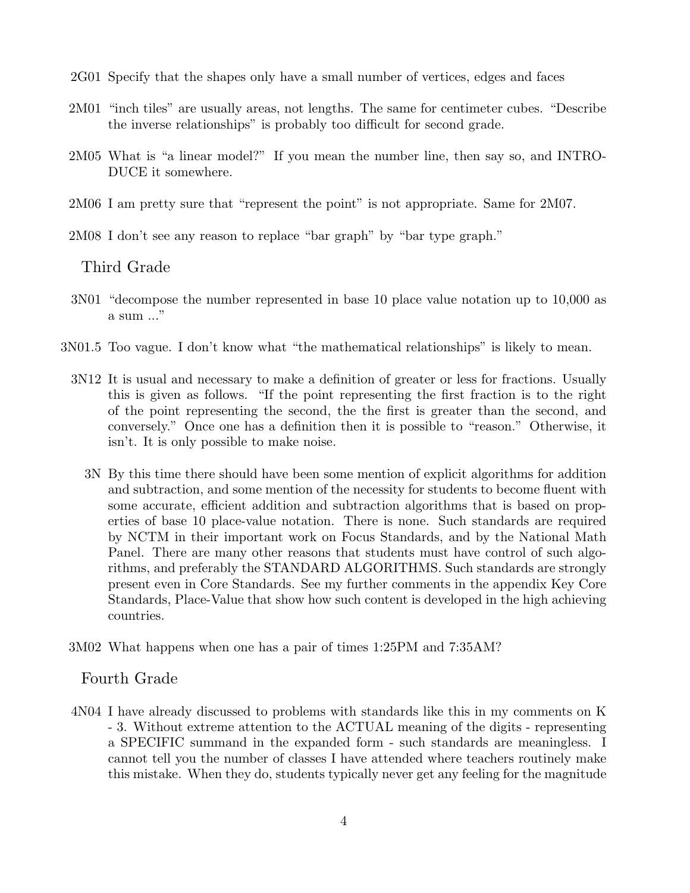2G01 Specify that the shapes only have a small number of vertices, edges and faces

2M01 "inch tiles" are usually areas, not lengths. The same for centimeter cubes. "Describe the inverse relationships" is probably too difficult for second grade.

2M05 What is "a linear model?" If you mean the number line, then say so, and INTRODUCE it somewhere.

2M06 I am pretty sure that "represent the point" is not appropriate. Same for 2M07.

2M08 I don't see any reason to replace "bar graph" by "bar type graph."

## Third Grade

3N01 "decompose the number represented in base 10 place value notation up to 10,000 as a sum ..."

3N01.5 Too vague. I don't know what "the mathematical relationships" is likely to mean.

3N12 It is usual and necessary to make a definition of greater or less for fractions. Usually this is given as follows. "If the point representing the first fraction is to the right of the point representing the second, the the first is greater than the second, and conversely." Once one has a definition then it is possible to "reason." Otherwise, it isn't. It is only possible to make noise.

3N By this time there should have been some mention of explicit algorithms for addition and subtraction, and some mention of the necessity for students to become fluent with some accurate, efficient addition and subtraction algorithms that is based on properties of base 10 place-value notation. There is none. Such standards are required by NCTM in their important work on Focus Standards, and by the National Math Panel. There are many other reasons that students must have control of such algorithms, and preferably the STANDARD ALGORITHMS. Such standards are strongly present even in Core Standards. See my further comments in the appendix Key Core Standards, Place-Value that show how such content is developed in the high achieving countries.

3M02 What happens when one has a pair of times 1:25PM and 7:35AM?

## Fourth Grade

4N04 I have already discussed to problems with standards like this in my comments on K - 3. Without extreme attention to the ACTUAL meaning of the digits - representing a SPECIFIC summand in the expanded form - such standards are meaningless. I cannot tell you the number of classes I have attended where teachers routinely make this mistake. When they do, students typically never get any feeling for the magnitude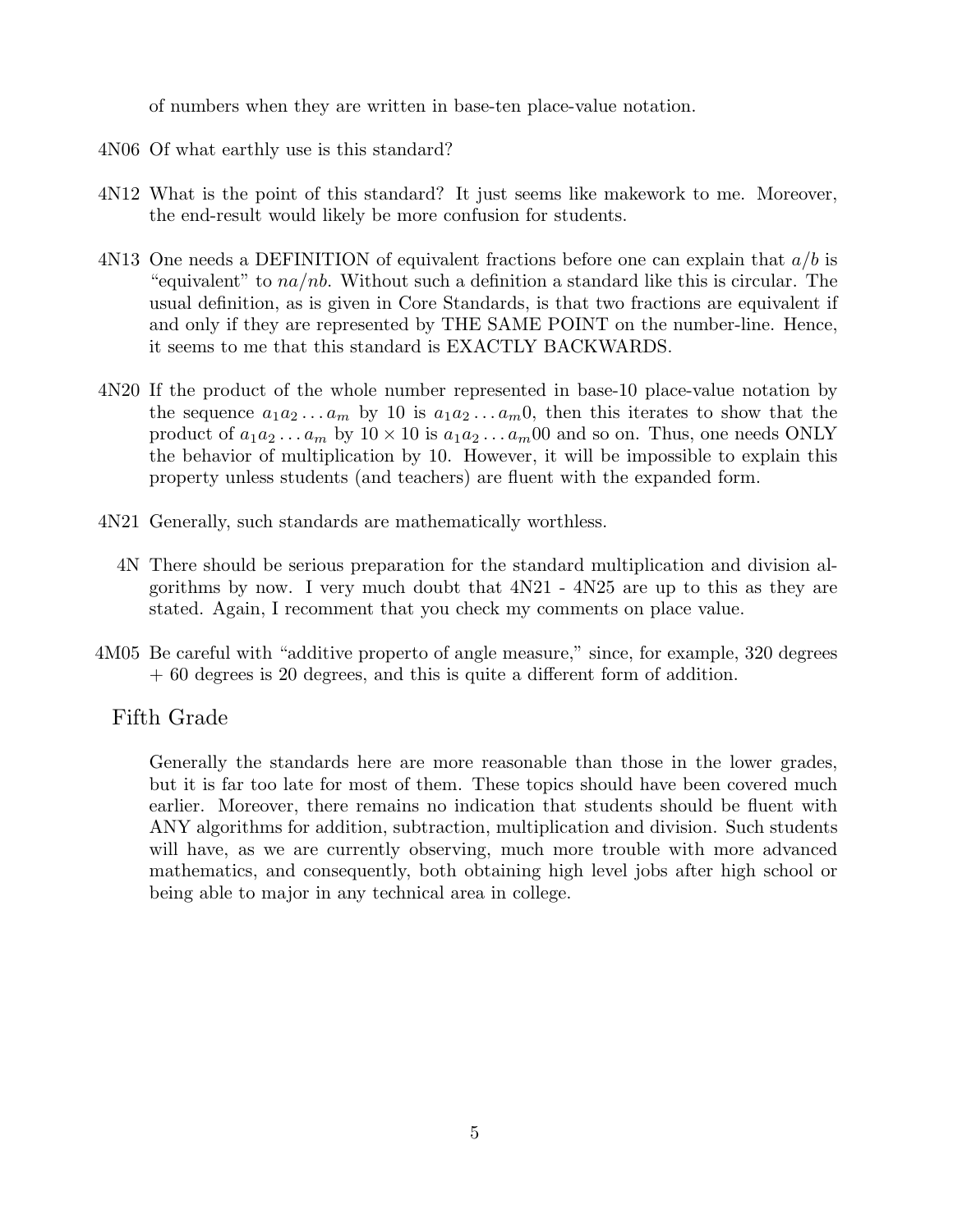of numbers when they are written in base-ten place-value notation.

4N06 Of what earthly use is this standard?

4N12 What is the point of this standard? It just seems like makework to me. Moreover, the end-result would likely be more confusion for students.

4N13 One needs a DEFINITION of equivalent fractions before one can explain that $a/b$ is "equivalent" to $na/nb$. Without such a definition a standard like this is circular. The usual definition, as is given in Core Standards, is that two fractions are equivalent if and only if they are represented by THE SAME POINT on the number-line. Hence, it seems to me that this standard is EXACTLY BACKWARDS.

4N20 If the product of the whole number represented in base-10 place-value notation by the sequence $a_1a_2\ldots a_m$ by 10 is $a_1a_2\ldots a_m0$, then this iterates to show that the product of $a_1a_2\ldots a_m$ by $10 \times 10$ is $a_1a_2\ldots a_m00$ and so on. Thus, one needs ONLY the behavior of multiplication by 10. However, it will be impossible to explain this property unless students (and teachers) are fluent with the expanded form.

4N21 Generally, such standards are mathematically worthless.

4N There should be serious preparation for the standard multiplication and division algorithms by now. I very much doubt that 4N21 - 4N25 are up to this as they are stated. Again, I recomment that you check my comments on place value.

4M05 Be careful with "additive properto of angle measure," since, for example, 320 degrees + 60 degrees is 20 degrees, and this is quite a different form of addition.

## Fifth Grade

Generally the standards here are more reasonable than those in the lower grades, but it is far too late for most of them. These topics should have been covered much earlier. Moreover, there remains no indication that students should be fluent with ANY algorithms for addition, subtraction, multiplication and division. Such students will have, as we are currently observing, much more trouble with more advanced mathematics, and consequently, both obtaining high level jobs after high school or being able to major in any technical area in college.